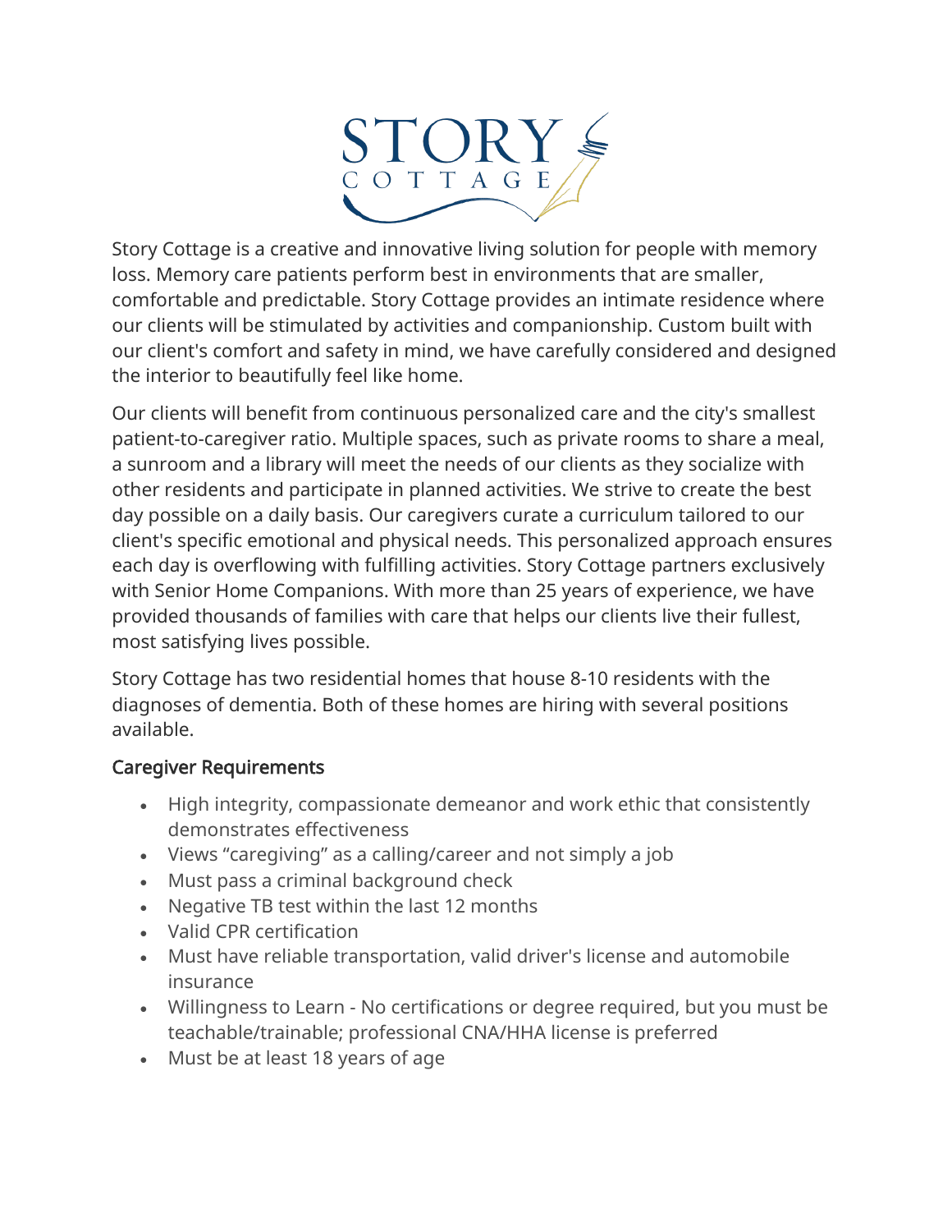# STORY COTTAGE

Story Cottage is a creative and innovative living solution for people with memory loss. Memory care patients perform best in environments that are smaller, comfortable and predictable. Story Cottage provides an intimate residence where our clients will be stimulated by activities and companionship. Custom built with our client's comfort and safety in mind, we have carefully considered and designed the interior to beautifully feel like home.

Our clients will benefit from continuous personalized care and the city's smallest patient-to-caregiver ratio. Multiple spaces, such as private rooms to share a meal, a sunroom and a library will meet the needs of our clients as they socialize with other residents and participate in planned activities. We strive to create the best day possible on a daily basis. Our caregivers curate a curriculum tailored to our client's specific emotional and physical needs. This personalized approach ensures each day is overflowing with fulfilling activities. Story Cottage partners exclusively with Senior Home Companions. With more than 25 years of experience, we have provided thousands of families with care that helps our clients live their fullest, most satisfying lives possible.

Story Cottage has two residential homes that house 8-10 residents with the diagnoses of dementia. Both of these homes are hiring with several positions available.

## Caregiver Requirements

- High integrity, compassionate demeanor and work ethic that consistently demonstrates effectiveness
- Views "caregiving" as a calling/career and not simply a job
- Must pass a criminal background check
- Negative TB test within the last 12 months
- Valid CPR certification
- Must have reliable transportation, valid driver's license and automobile insurance
- Willingness to Learn - No certifications or degree required, but you must be teachable/trainable; professional CNA/HHA license is preferred
- Must be at least 18 years of age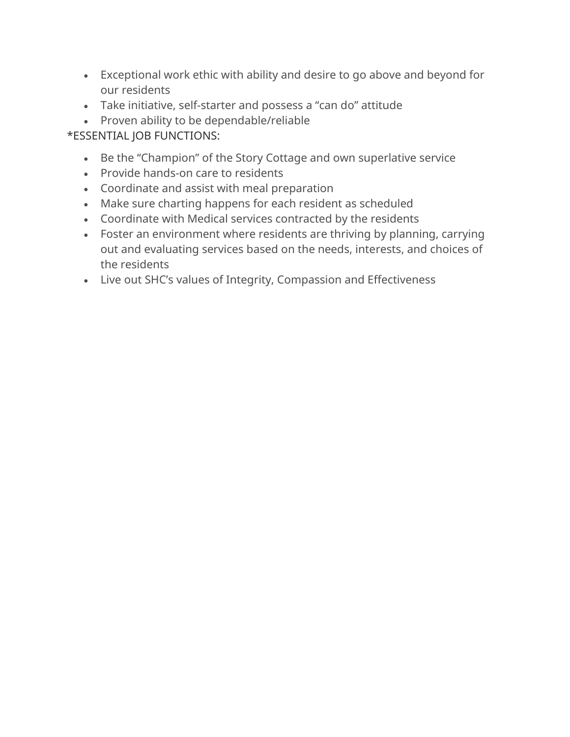- Exceptional work ethic with ability and desire to go above and beyond for our residents
- Take initiative, self-starter and possess a "can do" attitude
- Proven ability to be dependable/reliable

*ESSENTIAL JOB FUNCTIONS:

- Be the "Champion" of the Story Cottage and own superlative service
- Provide hands-on care to residents
- Coordinate and assist with meal preparation
- Make sure charting happens for each resident as scheduled
- Coordinate with Medical services contracted by the residents
- Foster an environment where residents are thriving by planning, carrying out and evaluating services based on the needs, interests, and choices of the residents
- Live out SHC's values of Integrity, Compassion and Effectiveness